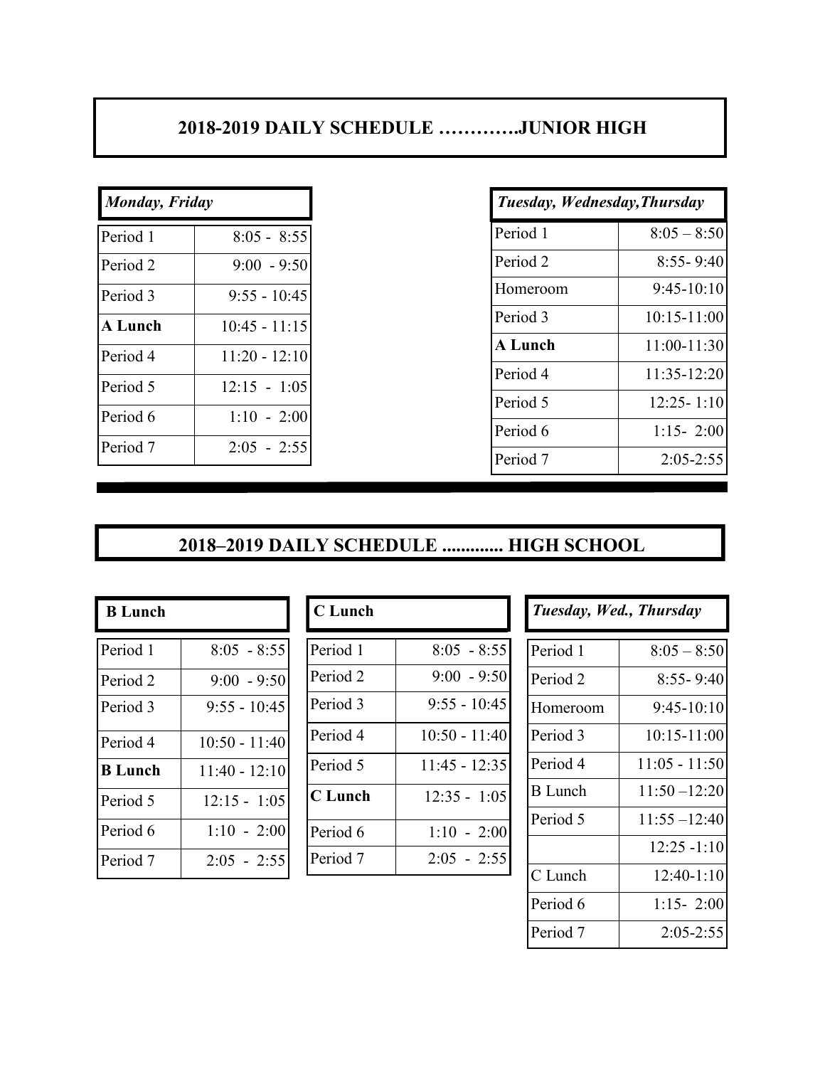# 2018-2019 DAILY SCHEDULE ………….JUNIOR HIGH

| *Monday, Friday* | |
|---|---|
| Period 1 | 8:05 - 8:55 |
| Period 2 | 9:00 - 9:50 |
| Period 3 | 9:55 - 10:45 |
| **A Lunch** | 10:45 - 11:15 |
| Period 4 | 11:20 - 12:10 |
| Period 5 | 12:15 - 1:05 |
| Period 6 | 1:10 - 2:00 |
| Period 7 | 2:05 - 2:55 |

| *Tuesday, Wednesday,Thursday* | |
|---|---|
| Period 1 | 8:05 – 8:50 |
| Period 2 | 8:55- 9:40 |
| Homeroom | 9:45-10:10 |
| Period 3 | 10:15-11:00 |
| **A Lunch** | 11:00-11:30 |
| Period 4 | 11:35-12:20 |
| Period 5 | 12:25- 1:10 |
| Period 6 | 1:15- 2:00 |
| Period 7 | 2:05-2:55 |

# 2018–2019 DAILY SCHEDULE ............. HIGH SCHOOL

| **B Lunch** | |
|---|---|
| Period 1 | 8:05 - 8:55 |
| Period 2 | 9:00 - 9:50 |
| Period 3 | 9:55 - 10:45 |
| Period 4 | 10:50 - 11:40 |
| **B Lunch** | 11:40 - 12:10 |
| Period 5 | 12:15 - 1:05 |
| Period 6 | 1:10 - 2:00 |
| Period 7 | 2:05 - 2:55 |

| **C Lunch** | |
|---|---|
| Period 1 | 8:05 - 8:55 |
| Period 2 | 9:00 - 9:50 |
| Period 3 | 9:55 - 10:45 |
| Period 4 | 10:50 - 11:40 |
| Period 5 | 11:45 - 12:35 |
| **C Lunch** | 12:35 - 1:05 |
| Period 6 | 1:10 - 2:00 |
| Period 7 | 2:05 - 2:55 |

| *Tuesday, Wed., Thursday* | |
|---|---|
| Period 1 | 8:05 – 8:50 |
| Period 2 | 8:55- 9:40 |
| Homeroom | 9:45-10:10 |
| Period 3 | 10:15-11:00 |
| Period 4 | 11:05 - 11:50 |
| B Lunch | 11:50 –12:20 |
| Period 5 | 11:55 –12:40 |
| | 12:25 -1:10 |
| C Lunch | 12:40-1:10 |
| Period 6 | 1:15- 2:00 |
| Period 7 | 2:05-2:55 |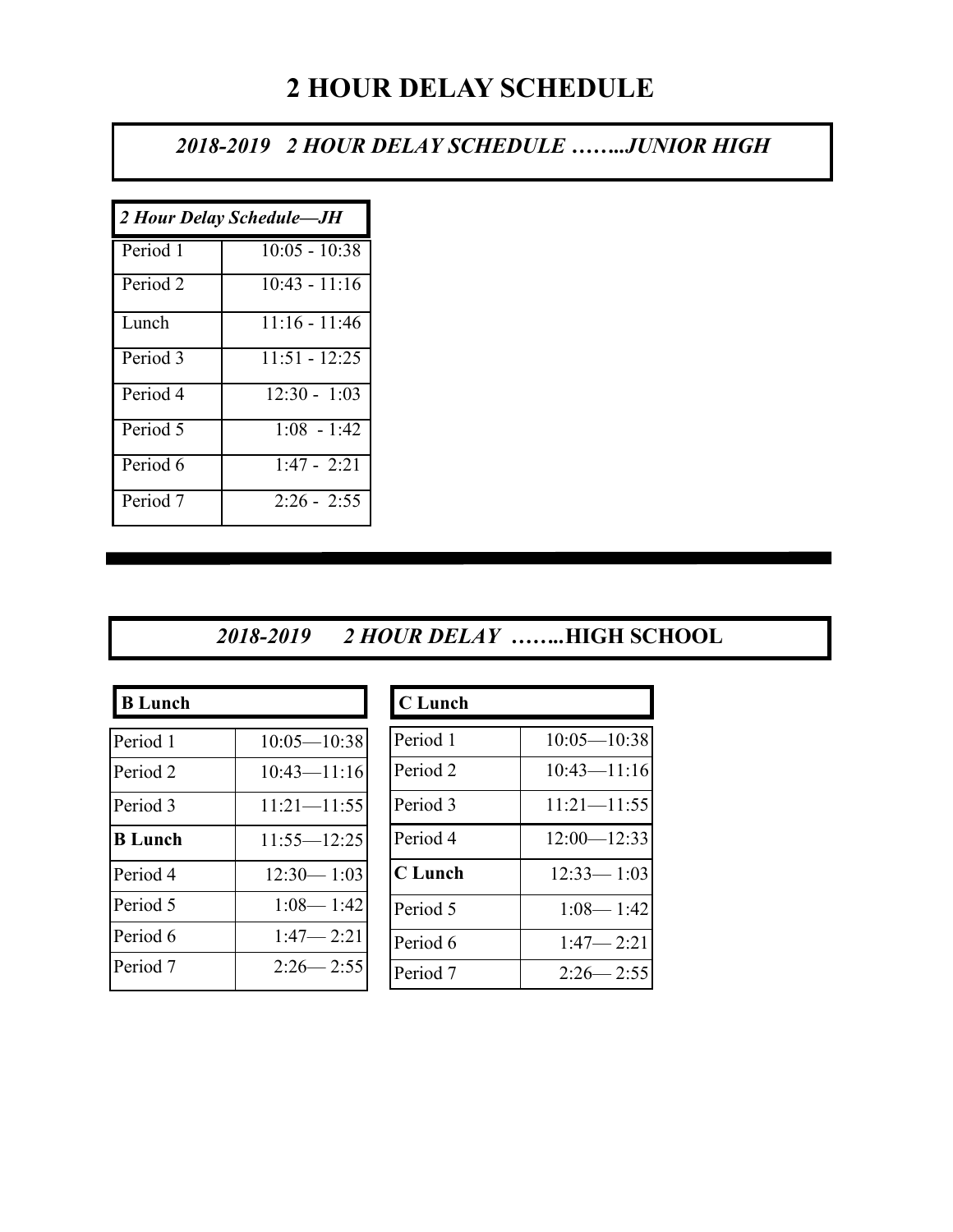# 2 HOUR DELAY SCHEDULE

## *2018-2019 2 HOUR DELAY SCHEDULE ……..JUNIOR HIGH*

| *2 Hour Delay Schedule—JH* | |
|---|---|
| Period 1 | 10:05 - 10:38 |
| Period 2 | 10:43 - 11:16 |
| Lunch | 11:16 - 11:46 |
| Period 3 | 11:51 - 12:25 |
| Period 4 | 12:30 - 1:03 |
| Period 5 | 1:08 - 1:42 |
| Period 6 | 1:47 - 2:21 |
| Period 7 | 2:26 - 2:55 |

## *2018-2019 2 HOUR DELAY ……..*HIGH SCHOOL

| **B Lunch** | |
|---|---|
| Period 1 | 10:05—10:38 |
| Period 2 | 10:43—11:16 |
| Period 3 | 11:21—11:55 |
| **B Lunch** | 11:55—12:25 |
| Period 4 | 12:30— 1:03 |
| Period 5 | 1:08— 1:42 |
| Period 6 | 1:47— 2:21 |
| Period 7 | 2:26— 2:55 |

| **C Lunch** | |
|---|---|
| Period 1 | 10:05—10:38 |
| Period 2 | 10:43—11:16 |
| Period 3 | 11:21—11:55 |
| Period 4 | 12:00—12:33 |
| **C Lunch** | 12:33— 1:03 |
| Period 5 | 1:08— 1:42 |
| Period 6 | 1:47— 2:21 |
| Period 7 | 2:26— 2:55 |